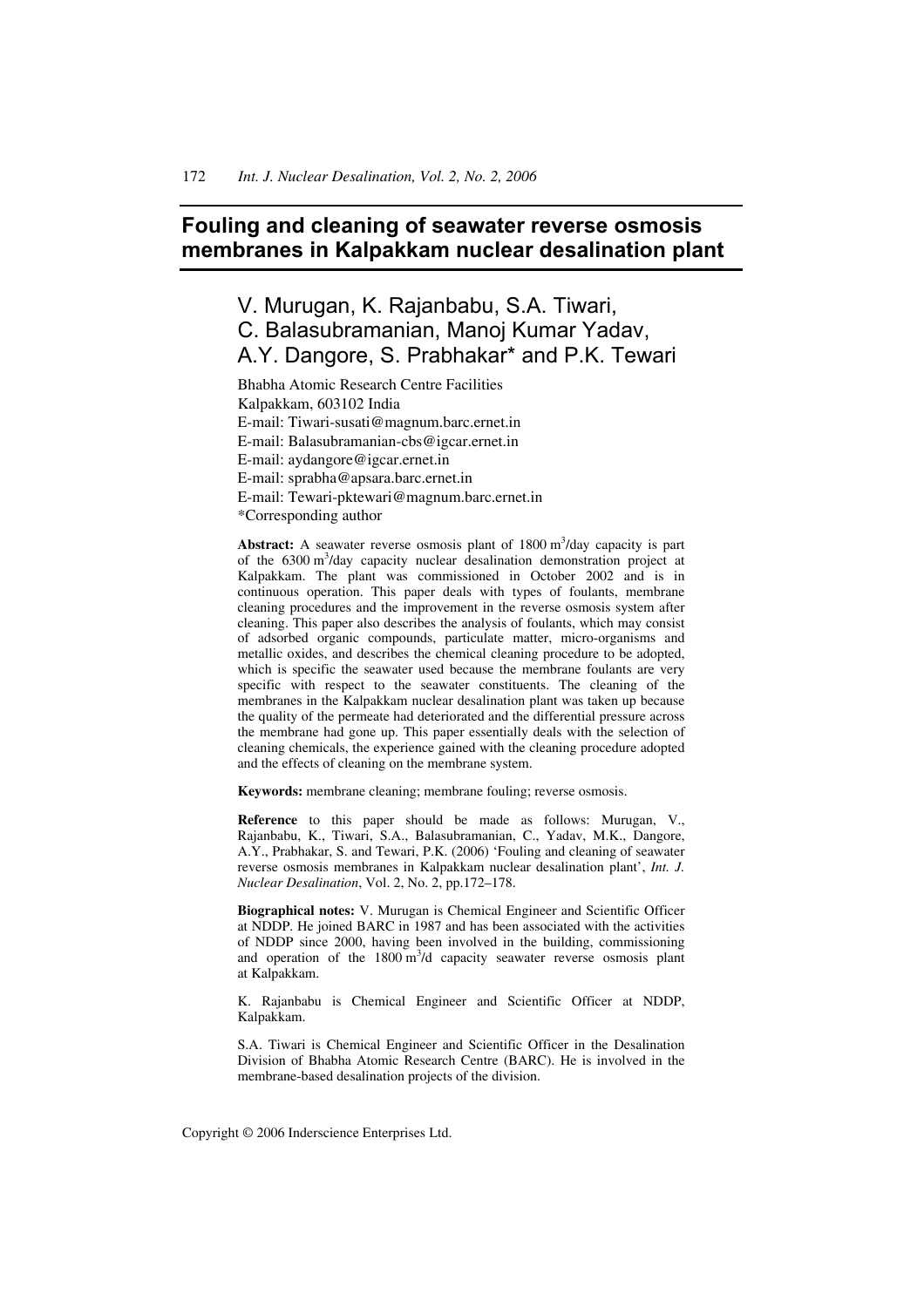// Omit header "172 Int. J. Nuclear Desalination, Vol. 2, No. 2, 2006"

# Fouling and cleaning of seawater reverse osmosis membranes in Kalpakkam nuclear desalination plant

V. Murugan, K. Rajanbabu, S.A. Tiwari, C. Balasubramanian, Manoj Kumar Yadav, A.Y. Dangore, S. Prabhakar* and P.K. Tewari

Bhabha Atomic Research Centre Facilities
Kalpakkam, 603102 India
E-mail: Tiwari-susati@magnum.barc.ernet.in
E-mail: Balasubramanian-cbs@igcar.ernet.in
E-mail: aydangore@igcar.ernet.in
E-mail: sprabha@apsara.barc.ernet.in
E-mail: Tewari-pktewari@magnum.barc.ernet.in
*Corresponding author

**Abstract:** A seawater reverse osmosis plant of 1800 $m^3$/day capacity is part of the 6300 $m^3$/day capacity nuclear desalination demonstration project at Kalpakkam. The plant was commissioned in October 2002 and is in continuous operation. This paper deals with types of foulants, membrane cleaning procedures and the improvement in the reverse osmosis system after cleaning. This paper also describes the analysis of foulants, which may consist of adsorbed organic compounds, particulate matter, micro-organisms and metallic oxides, and describes the chemical cleaning procedure to be adopted, which is specific the seawater used because the membrane foulants are very specific with respect to the seawater constituents. The cleaning of the membranes in the Kalpakkam nuclear desalination plant was taken up because the quality of the permeate had deteriorated and the differential pressure across the membrane had gone up. This paper essentially deals with the selection of cleaning chemicals, the experience gained with the cleaning procedure adopted and the effects of cleaning on the membrane system.

**Keywords:** membrane cleaning; membrane fouling; reverse osmosis.

**Reference** to this paper should be made as follows: Murugan, V., Rajanbabu, K., Tiwari, S.A., Balasubramanian, C., Yadav, M.K., Dangore, A.Y., Prabhakar, S. and Tewari, P.K. (2006) 'Fouling and cleaning of seawater reverse osmosis membranes in Kalpakkam nuclear desalination plant', *Int. J. Nuclear Desalination*, Vol. 2, No. 2, pp.172–178.

**Biographical notes:** V. Murugan is Chemical Engineer and Scientific Officer at NDDP. He joined BARC in 1987 and has been associated with the activities of NDDP since 2000, having been involved in the building, commissioning and operation of the 1800 $m^3$/d capacity seawater reverse osmosis plant at Kalpakkam.

K. Rajanbabu is Chemical Engineer and Scientific Officer at NDDP, Kalpakkam.

S.A. Tiwari is Chemical Engineer and Scientific Officer in the Desalination Division of Bhabha Atomic Research Centre (BARC). He is involved in the membrane-based desalination projects of the division.

Copyright © 2006 Inderscience Enterprises Ltd.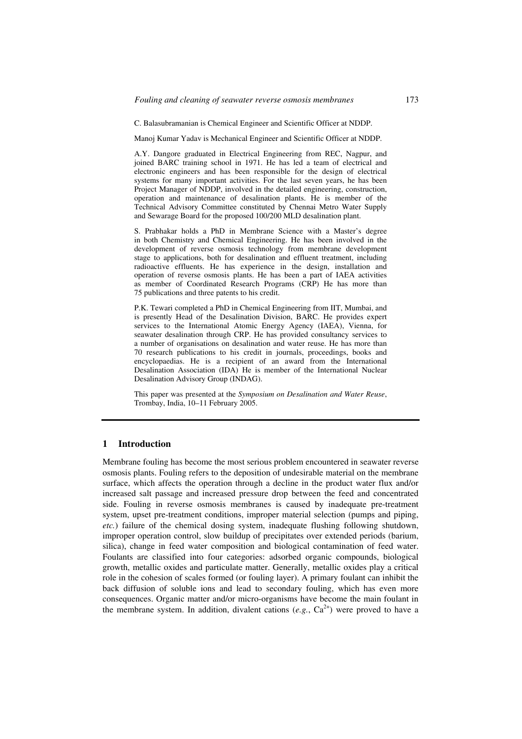C. Balasubramanian is Chemical Engineer and Scientific Officer at NDDP.

Manoj Kumar Yadav is Mechanical Engineer and Scientific Officer at NDDP.

A.Y. Dangore graduated in Electrical Engineering from REC, Nagpur, and joined BARC training school in 1971. He has led a team of electrical and electronic engineers and has been responsible for the design of electrical systems for many important activities. For the last seven years, he has been Project Manager of NDDP, involved in the detailed engineering, construction, operation and maintenance of desalination plants. He is member of the Technical Advisory Committee constituted by Chennai Metro Water Supply and Sewarage Board for the proposed 100/200 MLD desalination plant.

S. Prabhakar holds a PhD in Membrane Science with a Master's degree in both Chemistry and Chemical Engineering. He has been involved in the development of reverse osmosis technology from membrane development stage to applications, both for desalination and effluent treatment, including radioactive effluents. He has experience in the design, installation and operation of reverse osmosis plants. He has been a part of IAEA activities as member of Coordinated Research Programs (CRP) He has more than 75 publications and three patents to his credit.

P.K. Tewari completed a PhD in Chemical Engineering from IIT, Mumbai, and is presently Head of the Desalination Division, BARC. He provides expert services to the International Atomic Energy Agency (IAEA), Vienna, for seawater desalination through CRP. He has provided consultancy services to a number of organisations on desalination and water reuse. He has more than 70 research publications to his credit in journals, proceedings, books and encyclopaedias. He is a recipient of an award from the International Desalination Association (IDA) He is member of the International Nuclear Desalination Advisory Group (INDAG).

This paper was presented at the *Symposium on Desalination and Water Reuse*, Trombay, India, 10–11 February 2005.

## 1 Introduction

Membrane fouling has become the most serious problem encountered in seawater reverse osmosis plants. Fouling refers to the deposition of undesirable material on the membrane surface, which affects the operation through a decline in the product water flux and/or increased salt passage and increased pressure drop between the feed and concentrated side. Fouling in reverse osmosis membranes is caused by inadequate pre-treatment system, upset pre-treatment conditions, improper material selection (pumps and piping, *etc.*) failure of the chemical dosing system, inadequate flushing following shutdown, improper operation control, slow buildup of precipitates over extended periods (barium, silica), change in feed water composition and biological contamination of feed water. Foulants are classified into four categories: adsorbed organic compounds, biological growth, metallic oxides and particulate matter. Generally, metallic oxides play a critical role in the cohesion of scales formed (or fouling layer). A primary foulant can inhibit the back diffusion of soluble ions and lead to secondary fouling, which has even more consequences. Organic matter and/or micro-organisms have become the main foulant in the membrane system. In addition, divalent cations (*e.g.*, $Ca^{2+}$) were proved to have a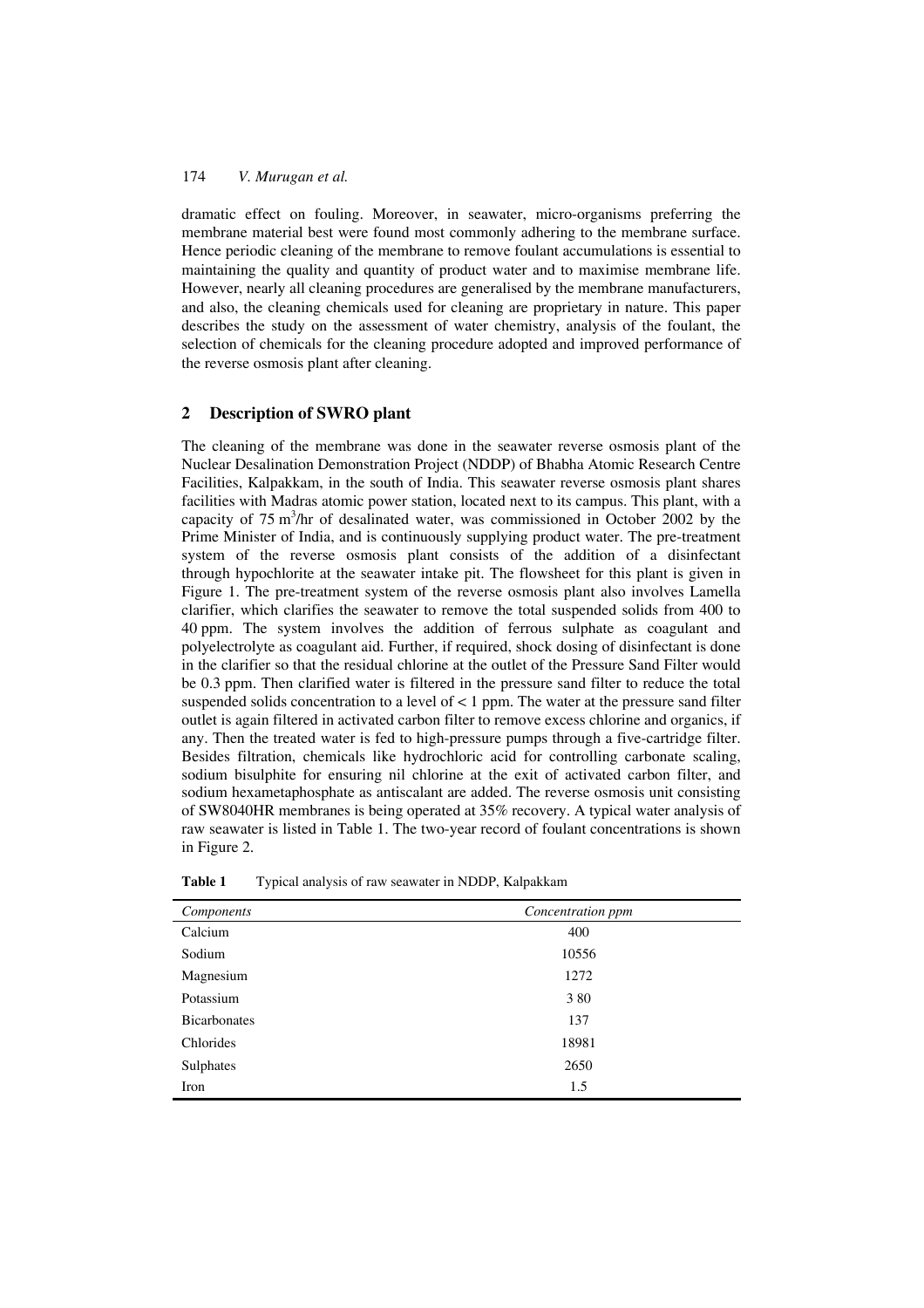dramatic effect on fouling. Moreover, in seawater, micro-organisms preferring the membrane material best were found most commonly adhering to the membrane surface. Hence periodic cleaning of the membrane to remove foulant accumulations is essential to maintaining the quality and quantity of product water and to maximise membrane life. However, nearly all cleaning procedures are generalised by the membrane manufacturers, and also, the cleaning chemicals used for cleaning are proprietary in nature. This paper describes the study on the assessment of water chemistry, analysis of the foulant, the selection of chemicals for the cleaning procedure adopted and improved performance of the reverse osmosis plant after cleaning.

## 2 Description of SWRO plant

The cleaning of the membrane was done in the seawater reverse osmosis plant of the Nuclear Desalination Demonstration Project (NDDP) of Bhabha Atomic Research Centre Facilities, Kalpakkam, in the south of India. This seawater reverse osmosis plant shares facilities with Madras atomic power station, located next to its campus. This plant, with a capacity of 75 $m^3$/hr of desalinated water, was commissioned in October 2002 by the Prime Minister of India, and is continuously supplying product water. The pre-treatment system of the reverse osmosis plant consists of the addition of a disinfectant through hypochlorite at the seawater intake pit. The flowsheet for this plant is given in Figure 1. The pre-treatment system of the reverse osmosis plant also involves Lamella clarifier, which clarifies the seawater to remove the total suspended solids from 400 to 40 ppm. The system involves the addition of ferrous sulphate as coagulant and polyelectrolyte as coagulant aid. Further, if required, shock dosing of disinfectant is done in the clarifier so that the residual chlorine at the outlet of the Pressure Sand Filter would be 0.3 ppm. Then clarified water is filtered in the pressure sand filter to reduce the total suspended solids concentration to a level of < 1 ppm. The water at the pressure sand filter outlet is again filtered in activated carbon filter to remove excess chlorine and organics, if any. Then the treated water is fed to high-pressure pumps through a five-cartridge filter. Besides filtration, chemicals like hydrochloric acid for controlling carbonate scaling, sodium bisulphite for ensuring nil chlorine at the exit of activated carbon filter, and sodium hexametaphosphate as antiscalant are added. The reverse osmosis unit consisting of SW8040HR membranes is being operated at 35% recovery. A typical water analysis of raw seawater is listed in Table 1. The two-year record of foulant concentrations is shown in Figure 2.

**Table 1** Typical analysis of raw seawater in NDDP, Kalpakkam

| *Components* | *Concentration ppm* |
|---|---|
| Calcium | 400 |
| Sodium | 10556 |
| Magnesium | 1272 |
| Potassium | 3 80 |
| Bicarbonates | 137 |
| Chlorides | 18981 |
| Sulphates | 2650 |
| Iron | 1.5 |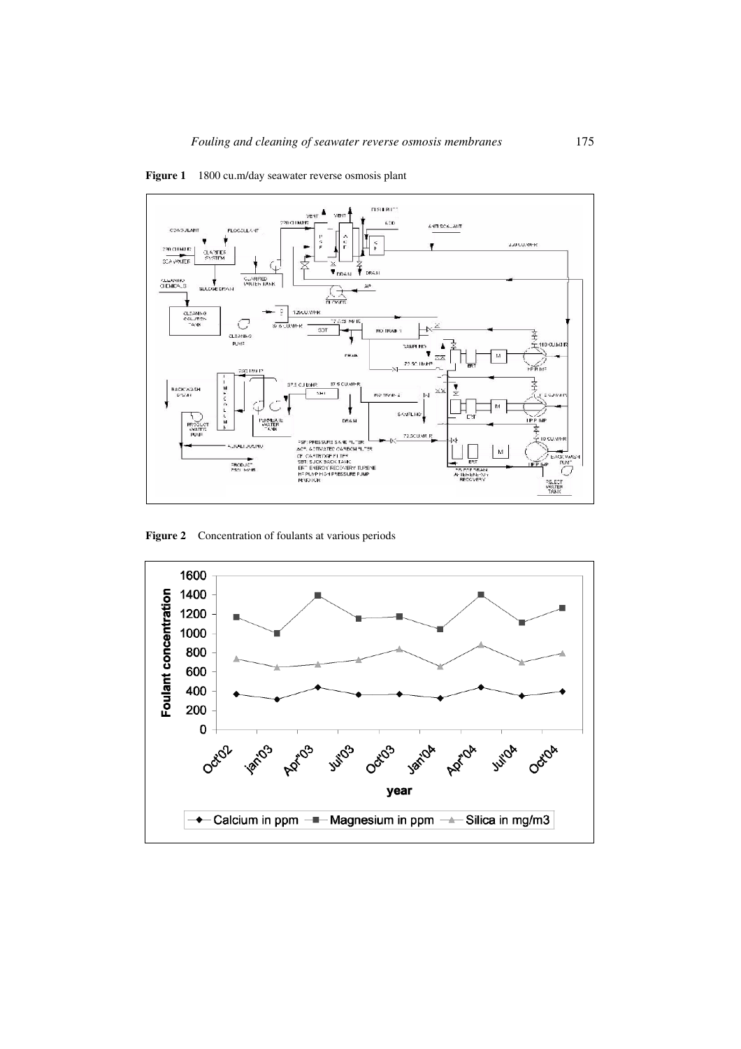**Figure 1** 1800 cu.m/day seawater reverse osmosis plant

**Figure 2** Concentration of foulants at various periods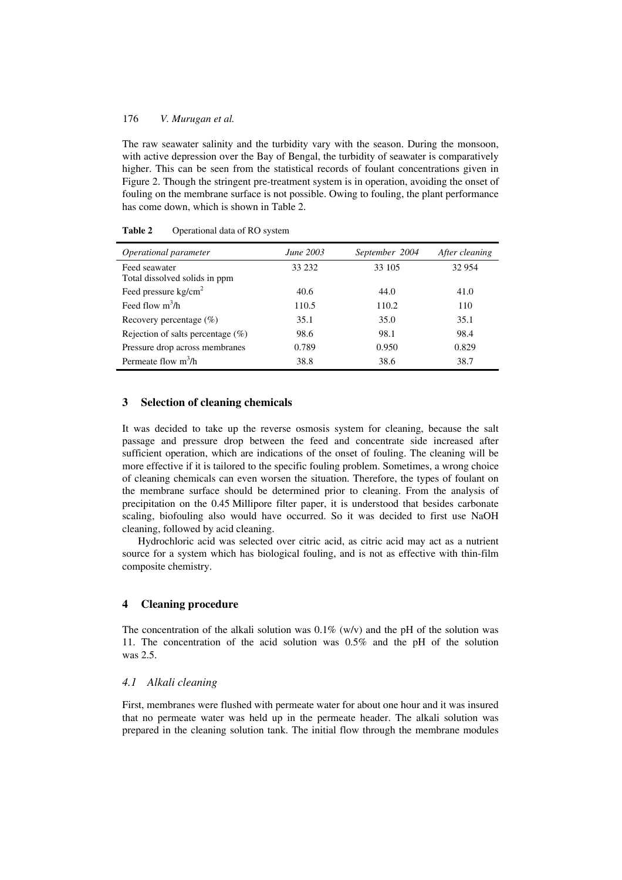The raw seawater salinity and the turbidity vary with the season. During the monsoon, with active depression over the Bay of Bengal, the turbidity of seawater is comparatively higher. This can be seen from the statistical records of foulant concentrations given in Figure 2. Though the stringent pre-treatment system is in operation, avoiding the onset of fouling on the membrane surface is not possible. Owing to fouling, the plant performance has come down, which is shown in Table 2.

**Table 2** Operational data of RO system

| *Operational parameter* | *June 2003* | *September 2004* | *After cleaning* |
|---|---|---|---|
| Feed seawater Total dissolved solids in ppm | 33 232 | 33 105 | 32 954 |
| Feed pressure kg/cm$^2$ | 40.6 | 44.0 | 41.0 |
| Feed flow m$^3$/h | 110.5 | 110.2 | 110 |
| Recovery percentage (%) | 35.1 | 35.0 | 35.1 |
| Rejection of salts percentage (%) | 98.6 | 98.1 | 98.4 |
| Pressure drop across membranes | 0.789 | 0.950 | 0.829 |
| Permeate flow m$^3$/h | 38.8 | 38.6 | 38.7 |

## 3 Selection of cleaning chemicals

It was decided to take up the reverse osmosis system for cleaning, because the salt passage and pressure drop between the feed and concentrate side increased after sufficient operation, which are indications of the onset of fouling. The cleaning will be more effective if it is tailored to the specific fouling problem. Sometimes, a wrong choice of cleaning chemicals can even worsen the situation. Therefore, the types of foulant on the membrane surface should be determined prior to cleaning. From the analysis of precipitation on the 0.45 Millipore filter paper, it is understood that besides carbonate scaling, biofouling also would have occurred. So it was decided to first use NaOH cleaning, followed by acid cleaning.

Hydrochloric acid was selected over citric acid, as citric acid may act as a nutrient source for a system which has biological fouling, and is not as effective with thin-film composite chemistry.

## 4 Cleaning procedure

The concentration of the alkali solution was 0.1% (w/v) and the pH of the solution was 11. The concentration of the acid solution was 0.5% and the pH of the solution was 2.5.

### *4.1 Alkali cleaning*

First, membranes were flushed with permeate water for about one hour and it was insured that no permeate water was held up in the permeate header. The alkali solution was prepared in the cleaning solution tank. The initial flow through the membrane modules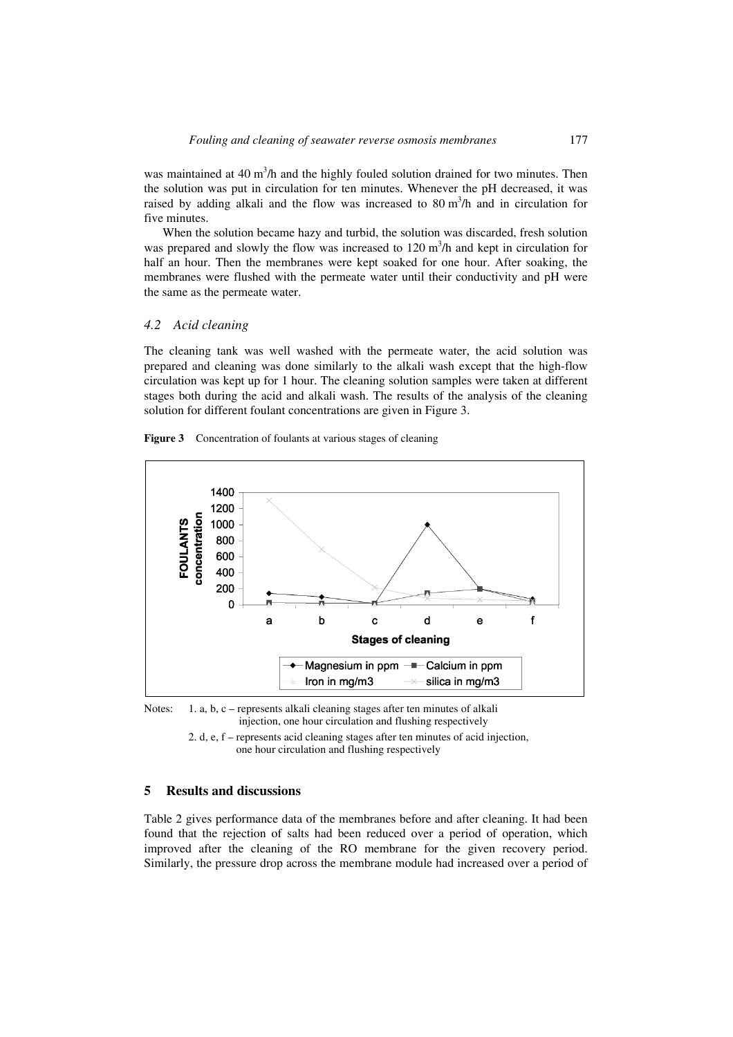was maintained at 40 $m^3$/h and the highly fouled solution drained for two minutes. Then the solution was put in circulation for ten minutes. Whenever the pH decreased, it was raised by adding alkali and the flow was increased to 80 $m^3$/h and in circulation for five minutes.

When the solution became hazy and turbid, the solution was discarded, fresh solution was prepared and slowly the flow was increased to 120 $m^3$/h and kept in circulation for half an hour. Then the membranes were kept soaked for one hour. After soaking, the membranes were flushed with the permeate water until their conductivity and pH were the same as the permeate water.

### *4.2 Acid cleaning*

The cleaning tank was well washed with the permeate water, the acid solution was prepared and cleaning was done similarly to the alkali wash except that the high-flow circulation was kept up for 1 hour. The cleaning solution samples were taken at different stages both during the acid and alkali wash. The results of the analysis of the cleaning solution for different foulant concentrations are given in Figure 3.

**Figure 3** Concentration of foulants at various stages of cleaning

Notes: 1. a, b, c – represents alkali cleaning stages after ten minutes of alkali injection, one hour circulation and flushing respectively

2. d, e, f – represents acid cleaning stages after ten minutes of acid injection, one hour circulation and flushing respectively

## 5 Results and discussions

Table 2 gives performance data of the membranes before and after cleaning. It had been found that the rejection of salts had been reduced over a period of operation, which improved after the cleaning of the RO membrane for the given recovery period. Similarly, the pressure drop across the membrane module had increased over a period of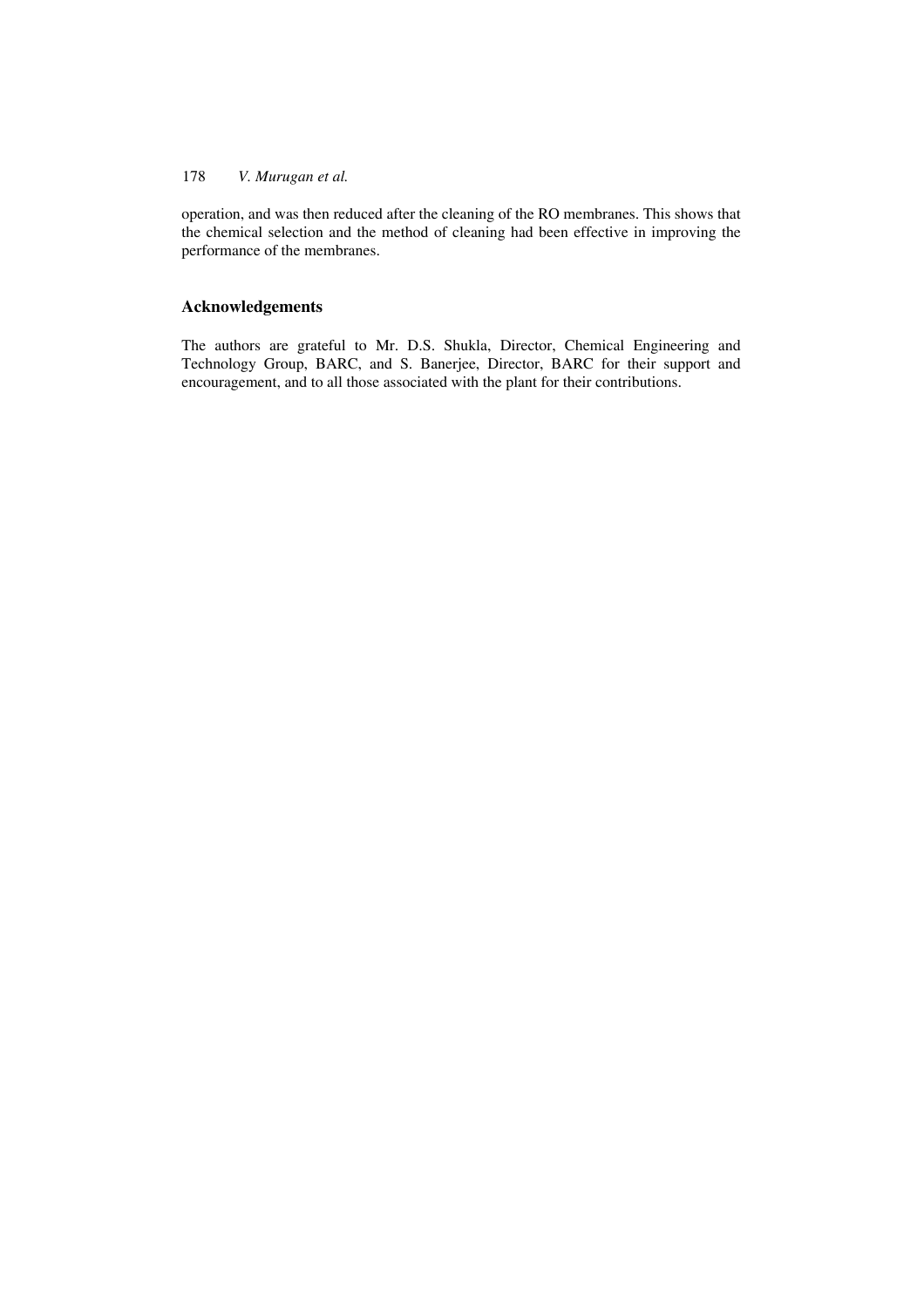operation, and was then reduced after the cleaning of the RO membranes. This shows that the chemical selection and the method of cleaning had been effective in improving the performance of the membranes.

## Acknowledgements

The authors are grateful to Mr. D.S. Shukla, Director, Chemical Engineering and Technology Group, BARC, and S. Banerjee, Director, BARC for their support and encouragement, and to all those associated with the plant for their contributions.